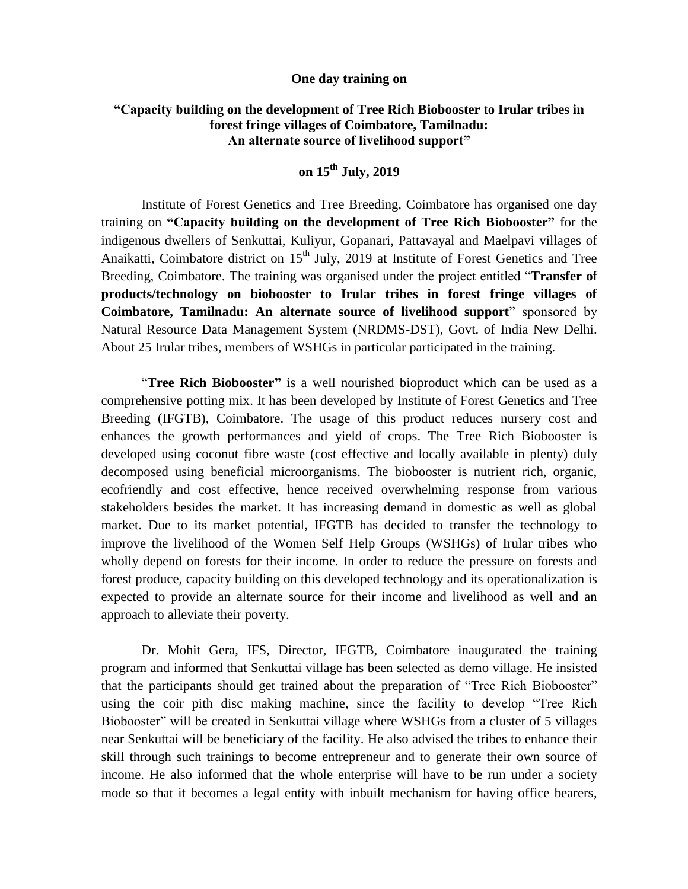**One day training on**

**"Capacity building on the development of Tree Rich Biobooster to Irular tribes in forest fringe villages of Coimbatore, Tamilnadu: An alternate source of livelihood support"**

**on 15$^{th}$ July, 2019**

Institute of Forest Genetics and Tree Breeding, Coimbatore has organised one day training on **"Capacity building on the development of Tree Rich Biobooster"** for the indigenous dwellers of Senkuttai, Kuliyur, Gopanari, Pattavayal and Maelpavi villages of Anaikatti, Coimbatore district on 15$^{th}$ July, 2019 at Institute of Forest Genetics and Tree Breeding, Coimbatore. The training was organised under the project entitled "**Transfer of products/technology on biobooster to Irular tribes in forest fringe villages of Coimbatore, Tamilnadu: An alternate source of livelihood support**" sponsored by Natural Resource Data Management System (NRDMS-DST), Govt. of India New Delhi. About 25 Irular tribes, members of WSHGs in particular participated in the training.

"**Tree Rich Biobooster"** is a well nourished bioproduct which can be used as a comprehensive potting mix. It has been developed by Institute of Forest Genetics and Tree Breeding (IFGTB), Coimbatore. The usage of this product reduces nursery cost and enhances the growth performances and yield of crops. The Tree Rich Biobooster is developed using coconut fibre waste (cost effective and locally available in plenty) duly decomposed using beneficial microorganisms. The biobooster is nutrient rich, organic, ecofriendly and cost effective, hence received overwhelming response from various stakeholders besides the market. It has increasing demand in domestic as well as global market. Due to its market potential, IFGTB has decided to transfer the technology to improve the livelihood of the Women Self Help Groups (WSHGs) of Irular tribes who wholly depend on forests for their income. In order to reduce the pressure on forests and forest produce, capacity building on this developed technology and its operationalization is expected to provide an alternate source for their income and livelihood as well and an approach to alleviate their poverty.

Dr. Mohit Gera, IFS, Director, IFGTB, Coimbatore inaugurated the training program and informed that Senkuttai village has been selected as demo village. He insisted that the participants should get trained about the preparation of "Tree Rich Biobooster" using the coir pith disc making machine, since the facility to develop "Tree Rich Biobooster" will be created in Senkuttai village where WSHGs from a cluster of 5 villages near Senkuttai will be beneficiary of the facility. He also advised the tribes to enhance their skill through such trainings to become entrepreneur and to generate their own source of income. He also informed that the whole enterprise will have to be run under a society mode so that it becomes a legal entity with inbuilt mechanism for having office bearers,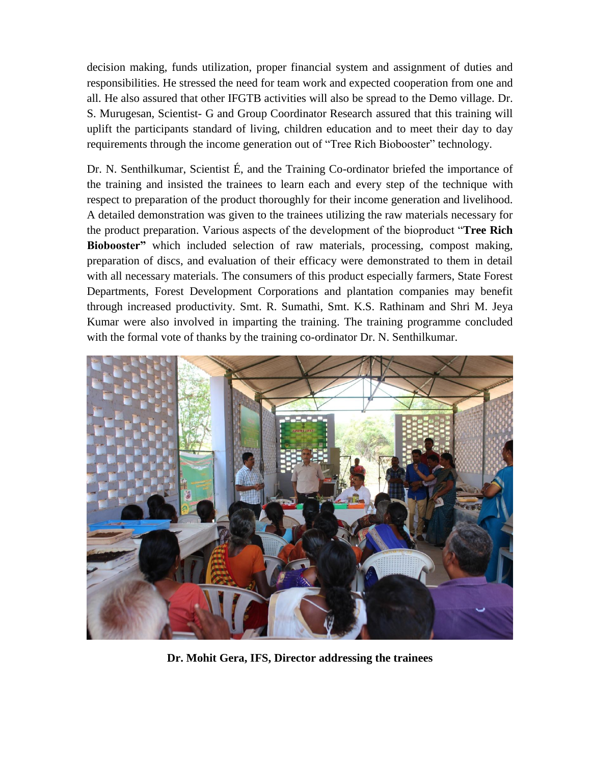decision making, funds utilization, proper financial system and assignment of duties and responsibilities. He stressed the need for team work and expected cooperation from one and all. He also assured that other IFGTB activities will also be spread to the Demo village. Dr. S. Murugesan, Scientist- G and Group Coordinator Research assured that this training will uplift the participants standard of living, children education and to meet their day to day requirements through the income generation out of "Tree Rich Biobooster" technology.

Dr. N. Senthilkumar, Scientist É, and the Training Co-ordinator briefed the importance of the training and insisted the trainees to learn each and every step of the technique with respect to preparation of the product thoroughly for their income generation and livelihood. A detailed demonstration was given to the trainees utilizing the raw materials necessary for the product preparation. Various aspects of the development of the bioproduct "**Tree Rich Biobooster"** which included selection of raw materials, processing, compost making, preparation of discs, and evaluation of their efficacy were demonstrated to them in detail with all necessary materials. The consumers of this product especially farmers, State Forest Departments, Forest Development Corporations and plantation companies may benefit through increased productivity. Smt. R. Sumathi, Smt. K.S. Rathinam and Shri M. Jeya Kumar were also involved in imparting the training. The training programme concluded with the formal vote of thanks by the training co-ordinator Dr. N. Senthilkumar.

**Dr. Mohit Gera, IFS, Director addressing the trainees**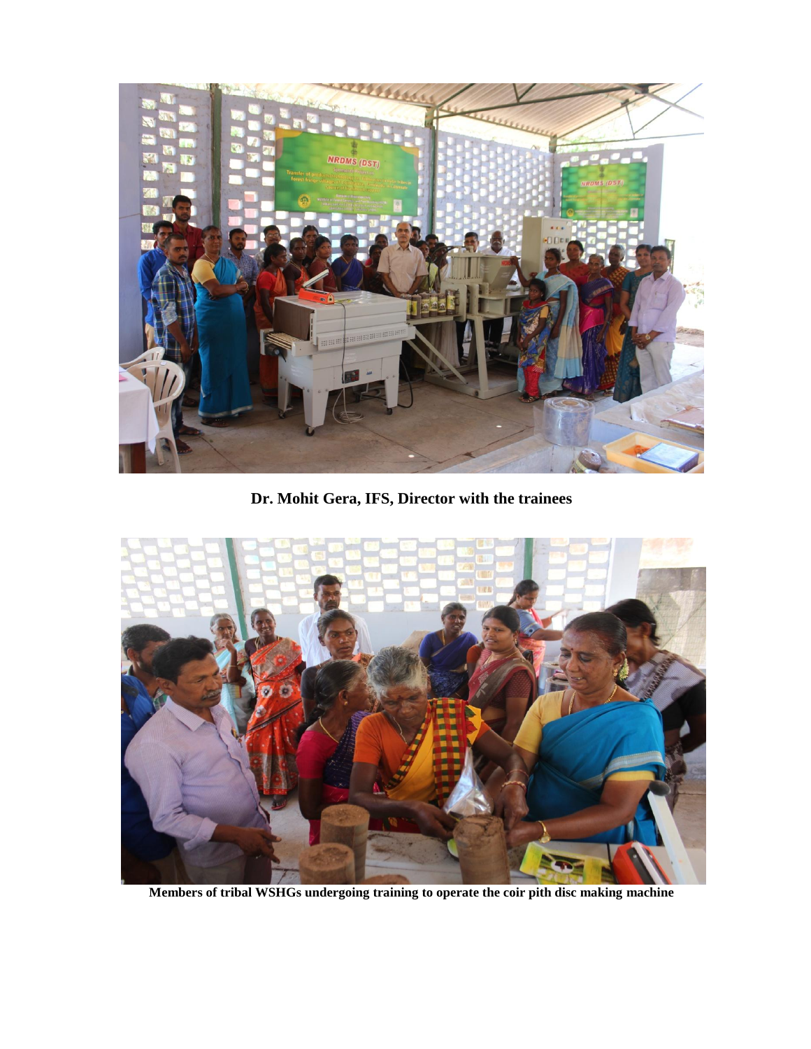**Dr. Mohit Gera, IFS, Director with the trainees**

**Members of tribal WSHGs undergoing training to operate the coir pith disc making machine**